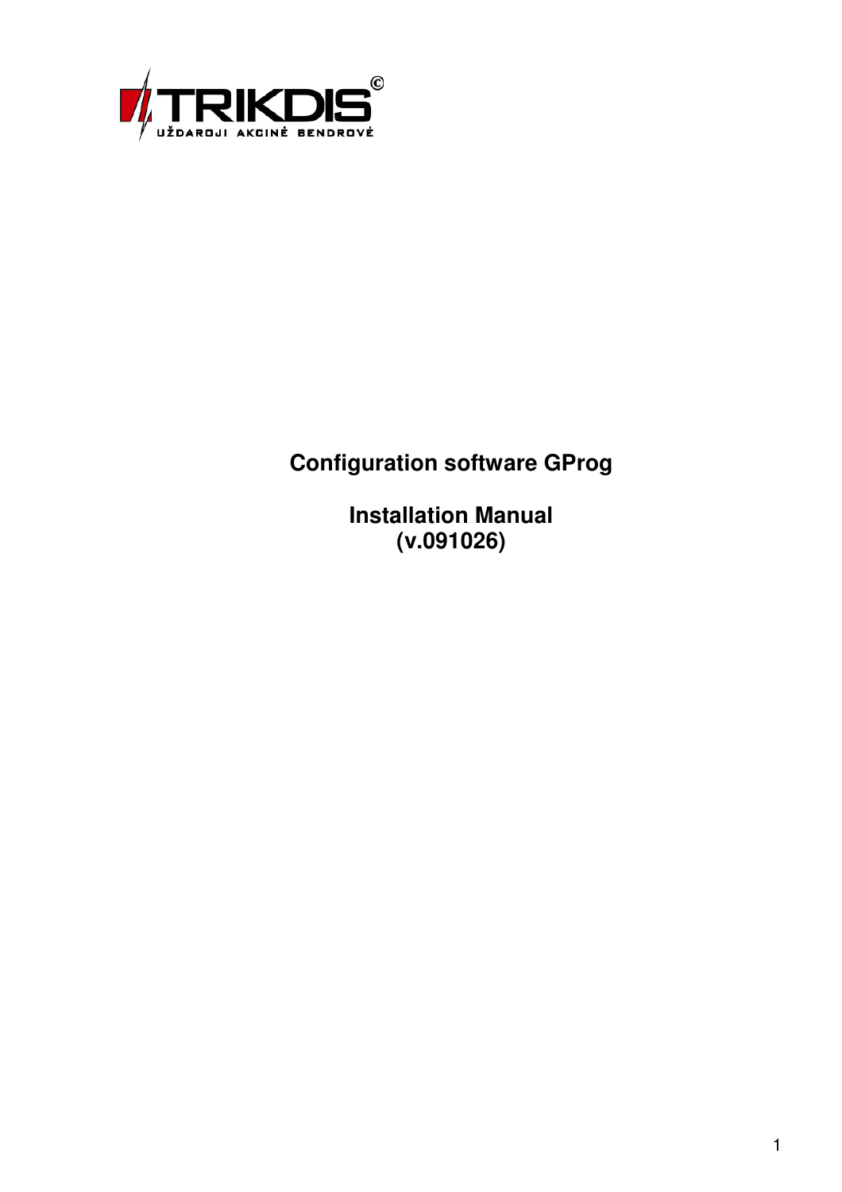TRIKDIS©

UŽDAROJI AKCINĖ BENDROVĖ

# Configuration software GProg

## Installation Manual
## (v.091026)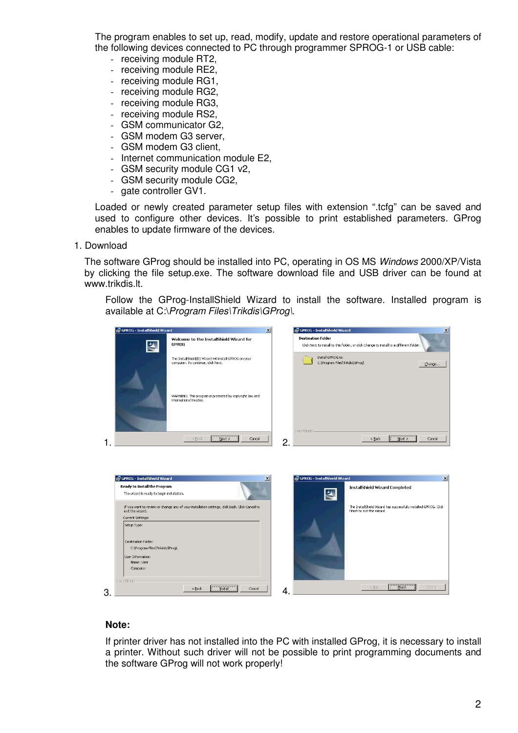The program enables to set up, read, modify, update and restore operational parameters of the following devices connected to PC through programmer SPROG-1 or USB cable:

- receiving module RT2,
- receiving module RE2,
- receiving module RG1,
- receiving module RG2,
- receiving module RG3,
- receiving module RS2,
- GSM communicator G2,
- GSM modem G3 server,
- GSM modem G3 client,
- Internet communication module E2,
- GSM security module CG1 v2,
- GSM security module CG2,
- gate controller GV1.

Loaded or newly created parameter setup files with extension ".tcfg" can be saved and used to configure other devices. It's possible to print established parameters. GProg enables to update firmware of the devices.

1. Download

The software GProg should be installed into PC, operating in OS MS *Windows* 2000/XP/Vista by clicking the file setup.exe. The software download file and USB driver can be found at www.trikdis.lt.

Follow the GProg-InstallShield Wizard to install the software. Installed program is available at C:\*Program Files\Trikdis\GProg\*.

1.

2.

3.

4.

**Note:**

If printer driver has not installed into the PC with installed GProg, it is necessary to install a printer. Without such driver will not be possible to print programming documents and the software GProg will not work properly!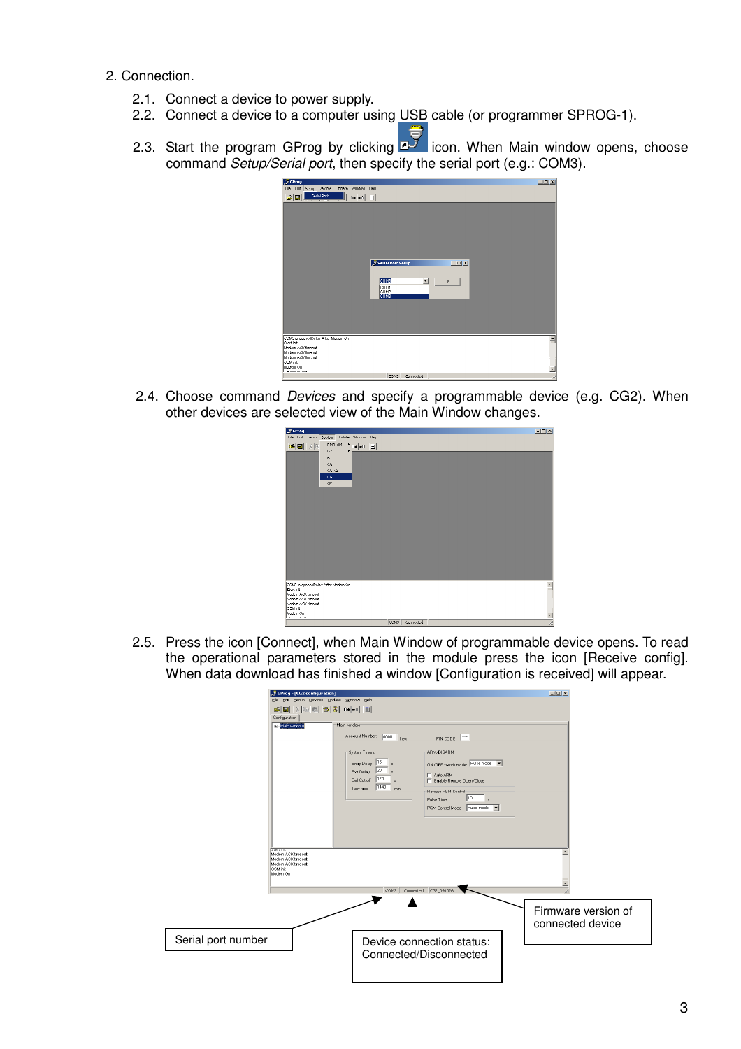2. Connection.

2.1. Connect a device to power supply.

2.2. Connect a device to a computer using USB cable (or programmer SPROG-1).

2.3. Start the program GProg by clicking icon. When Main window opens, choose command *Setup/Serial port*, then specify the serial port (e.g.: COM3).

2.4. Choose command *Devices* and specify a programmable device (e.g. CG2). When other devices are selected view of the Main Window changes.

2.5. Press the icon [Connect], when Main Window of programmable device opens. To read the operational parameters stored in the module press the icon [Receive config]. When data download has finished a window [Configuration is received] will appear.

Serial port number

Device connection status: Connected/Disconnected

Firmware version of connected device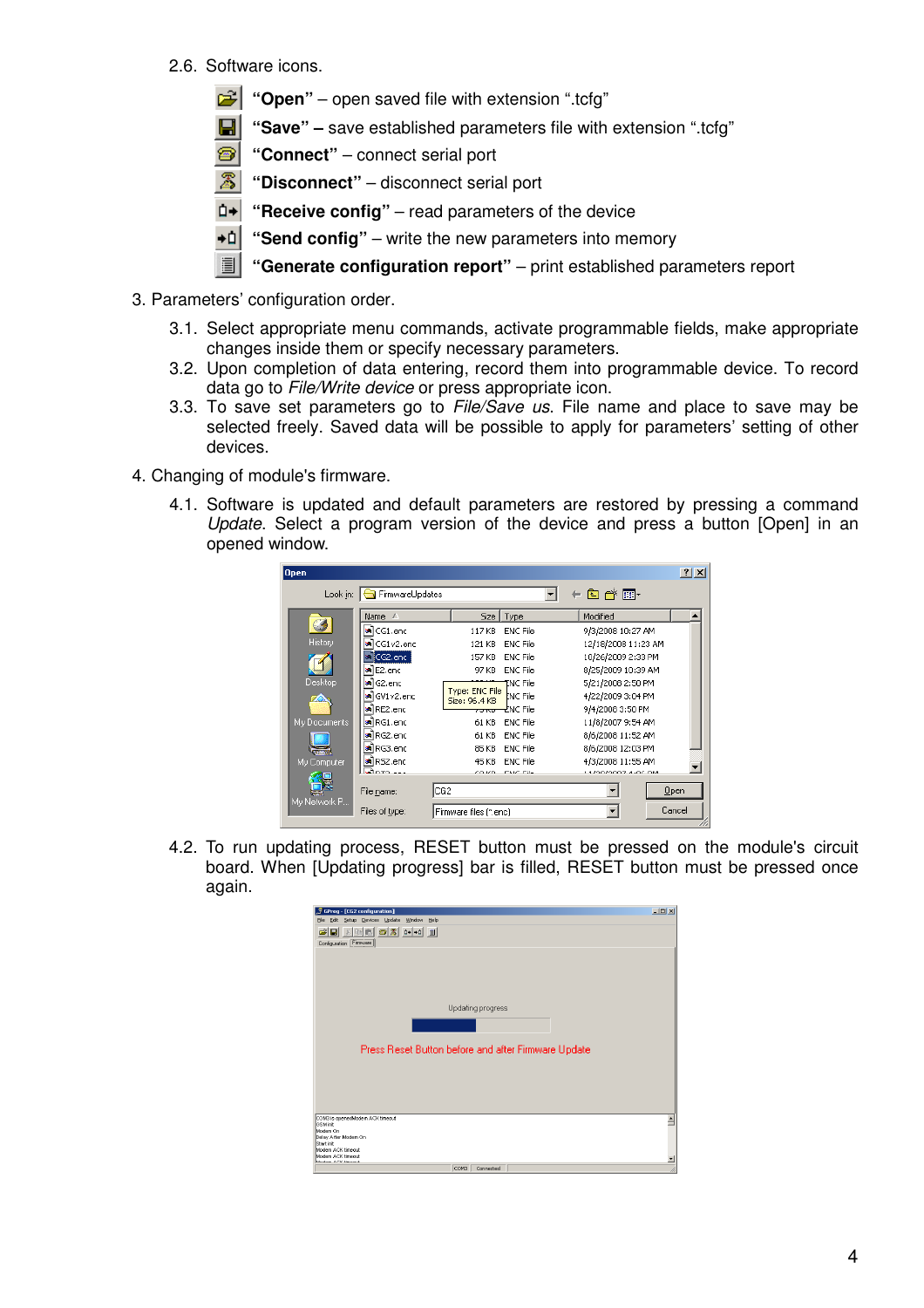2.6. Software icons.

- **"Open"** – open saved file with extension ".tcfg"
- **"Save" –** save established parameters file with extension ".tcfg"
- **"Connect"** – connect serial port
- **"Disconnect"** – disconnect serial port
- **"Receive config"** – read parameters of the device
- **"Send config"** – write the new parameters into memory
- **"Generate configuration report"** – print established parameters report

3. Parameters' configuration order.

3.1. Select appropriate menu commands, activate programmable fields, make appropriate changes inside them or specify necessary parameters.

3.2. Upon completion of data entering, record them into programmable device. To record data go to *File/Write device* or press appropriate icon.

3.3. To save set parameters go to *File/Save us*. File name and place to save may be selected freely. Saved data will be possible to apply for parameters' setting of other devices.

4. Changing of module's firmware.

4.1. Software is updated and default parameters are restored by pressing a command *Update*. Select a program version of the device and press a button [Open] in an opened window.

4.2. To run updating process, RESET button must be pressed on the module's circuit board. When [Updating progress] bar is filled, RESET button must be pressed once again.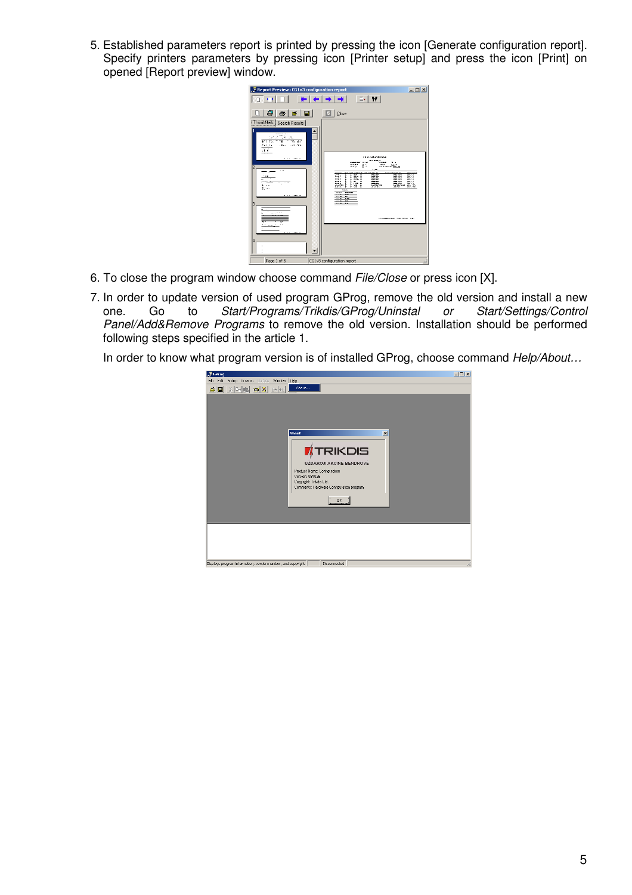5. Established parameters report is printed by pressing the icon [Generate configuration report]. Specify printers parameters by pressing icon [Printer setup] and press the icon [Print] on opened [Report preview] window.

6. To close the program window choose command *File/Close* or press icon [X].

7. In order to update version of used program GProg, remove the old version and install a new one. Go to *Start/Programs/Trikdis/GProg/Uninstal* or *Start/Settings/Control Panel/Add&Remove Programs* to remove the old version. Installation should be performed following steps specified in the article 1.

   In order to know what program version is of installed GProg, choose command *Help/About…*